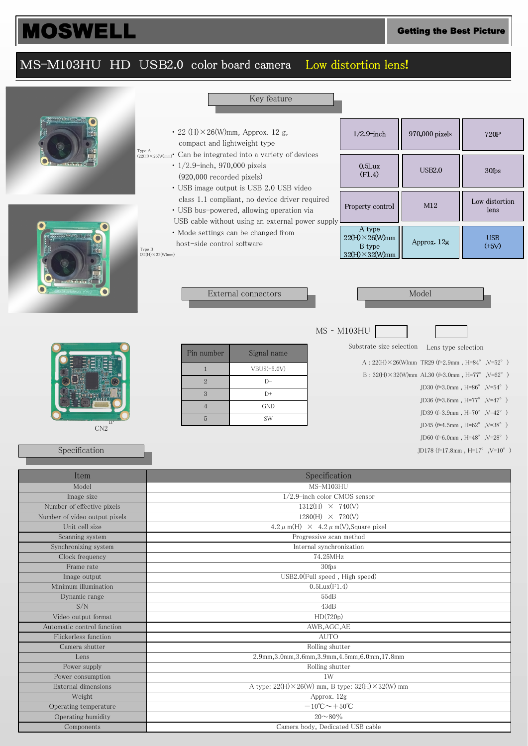# MOSWELL

**Getting the Best Picture**

## MS-M103HU HD USB2.0 color board camera Low distortion lens!

### Key feature

Type A (22(H)×26(W)mm)

Type B (32(H)×32(W)mm)

- 22 (H)×26(W)mm, Approx. 12 g, compact and lightweight type
- Can be integrated into a variety of devices
- 1/2.9-inch, 970,000 pixels (920,000 recorded pixels)
- USB image output is USB 2.0 USB video class 1.1 compliant, no device driver required
- USB bus-powered, allowing operation via USB cable without using an external power supply
- Mode settings can be changed from host-side control software

| 1/2.9-inch | 970,000 pixels | 720P |
|---|---|---|
| 0.5Lux (F1.4) | USB2.0 | 30fps |
| Property control | M12 | Low distortion lens |
| A type 22(H)×26(W)mm B type 32(H)×32(W)mm | Approx. 12g | USB (+5V) |

### External connectors

CN2

1P

| Pin number | Signal name |
|---|---|
| 1 | VBUS(+5.0V) |
| 2 | D- |
| 3 | D+ |
| 4 | GND |
| 5 | SW |

### Model

MS - M103HU [ ] [ ]

Substrate size selection

- A : 22(H)×26(W)mm
- B : 32(H)×32(W)mm

Lens type selection

- TR29 (f=2.9mm , H=84° ,V=52° )
- AL30 (f=3.0mm , H=77° ,V=62° )
- JD30 (f=3.0mm , H=86° ,V=54° )
- JD36 (f=3.6mm , H=77° ,V=47° )
- JD39 (f=3.9mm , H=70° ,V=42° )
- JD45 (f=4.5mm , H=62° ,V=38° )
- JD60 (f=6.0mm , H=48° ,V=28° )
- JD178 (f=17.8mm , H=17° ,V=10° )

### Specification

| Item | Specification |
|---|---|
| Model | MS-M103HU |
| Image size | 1/2.9-inch color CMOS sensor |
| Number of effective pixels | 1312(H) × 740(V) |
| Number of video output pixels | 1280(H) × 720(V) |
| Unit cell size | 4.2 μm(H) × 4.2 μm(V),Square pixel |
| Scanning system | Progressive scan method |
| Synchronizing system | Internal synchronization |
| Clock frequency | 74.25MHz |
| Frame rate | 30fps |
| Image output | USB2.0(Full speed , High speed) |
| Minimum illumination | 0.5Lux(F1.4) |
| Dynamic range | 55dB |
| S/N | 43dB |
| Video output format | HD(720p) |
| Automatic control function | AWB,AGC,AE |
| Flickerless function | AUTO |
| Camera shutter | Rolling shutter |
| Lens | 2.9mm,3.0mm,3.6mm,3.9mm,4.5mm,6.0mm,17.8mm |
| Power supply | Rolling shutter |
| Power consumption | 1W |
| External dimensions | A type: 22(H)×26(W) mm, B type: 32(H)×32(W) mm |
| Weight | Approx. 12g |
| Operating temperature | −10℃～＋50℃ |
| Operating humidity | 20～80% |
| Components | Camera body, Dedicated USB cable |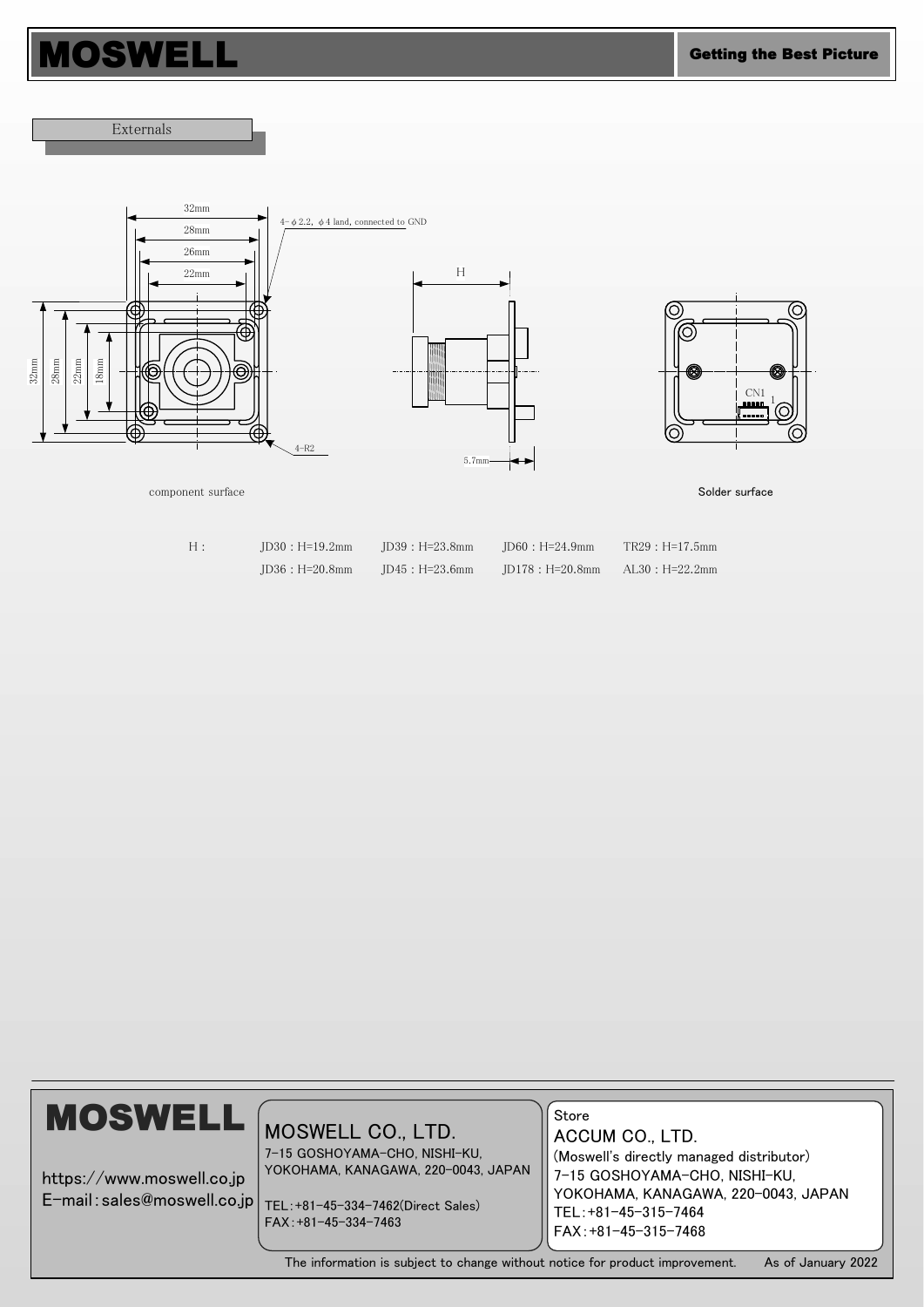## Externals

32mm
28mm
26mm
22mm
4-φ2.2, φ4 land, connected to GND
32mm
28mm
22mm
18mm
4-R2
H
5.7mm
CN1
1

component surface

Solder surface

| H : | | | | |
|---|---|---|---|---|
| | JD30 : H=19.2mm | JD39 : H=23.8mm | JD60 : H=24.9mm | TR29 : H=17.5mm |
| | JD36 : H=20.8mm | JD45 : H=23.6mm | JD178 : H=20.8mm | AL30 : H=22.2mm |

**MOSWELL**

https://www.moswell.co.jp
E-mail : sales@moswell.co.jp

MOSWELL CO., LTD.
7-15 GOSHOYAMA-CHO, NISHI-KU,
YOKOHAMA, KANAGAWA, 220-0043, JAPAN

TEL : +81-45-334-7462(Direct Sales)
FAX : +81-45-334-7463

Store
ACCUM CO., LTD.
(Moswell's directly managed distributor)
7-15 GOSHOYAMA-CHO, NISHI-KU,
YOKOHAMA, KANAGAWA, 220-0043, JAPAN
TEL : +81-45-315-7464
FAX : +81-45-315-7468

The information is subject to change without notice for product improvement. As of January 2022